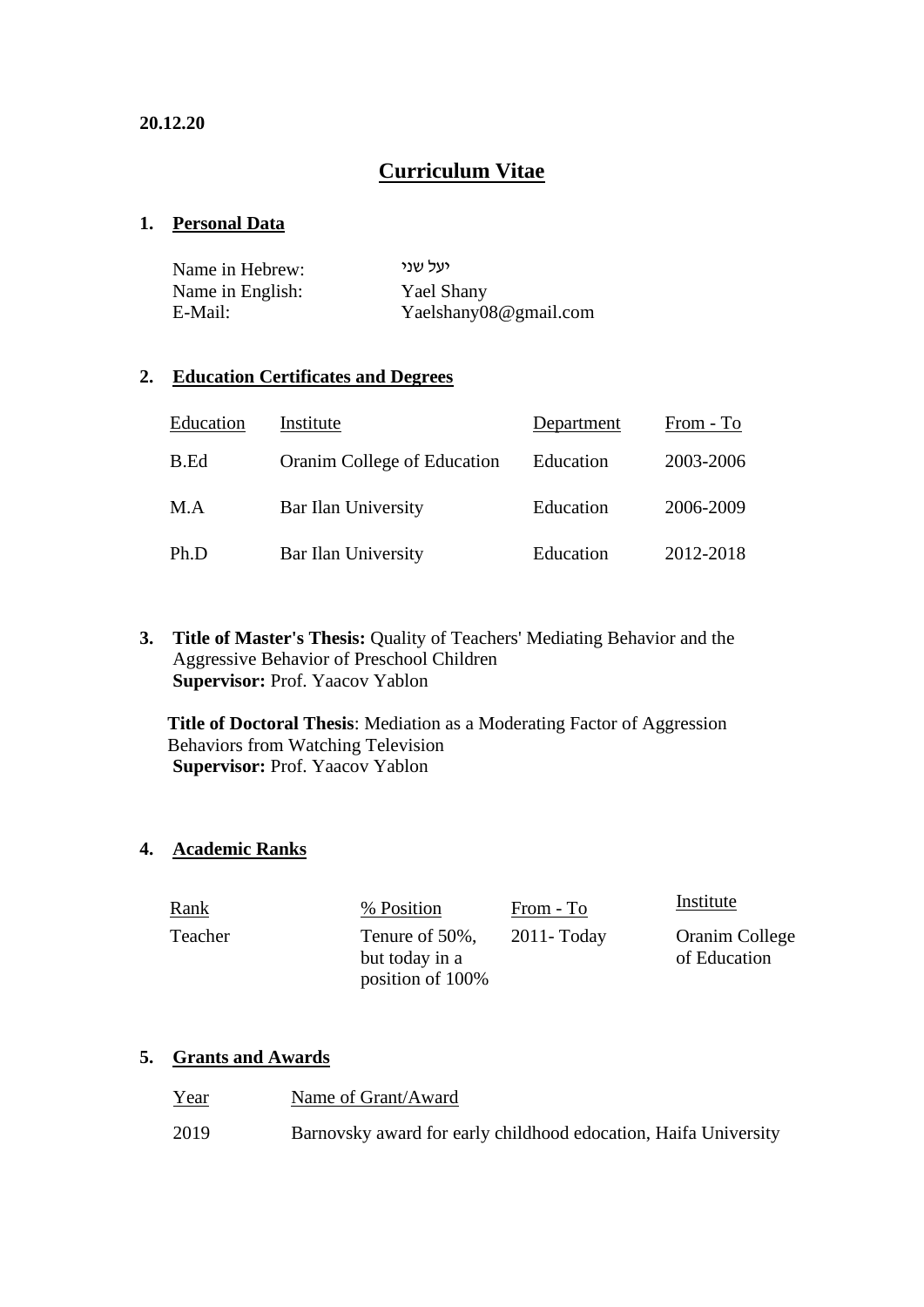**20.12.20**

# Curriculum Vitae

## 1. Personal Data

| | |
|---|---|
| Name in Hebrew: | יעל שני |
| Name in English: | Yael Shany |
| E-Mail: | Yaelshany08@gmail.com |

## 2. Education Certificates and Degrees

| Education | Institute | Department | From - To |
|---|---|---|---|
| B.Ed | Oranim College of Education | Education | 2003-2006 |
| M.A | Bar Ilan University | Education | 2006-2009 |
| Ph.D | Bar Ilan University | Education | 2012-2018 |

## 3. **Title of Master's Thesis:** Quality of Teachers' Mediating Behavior and the Aggressive Behavior of Preschool Children

**Supervisor:** Prof. Yaacov Yablon

**Title of Doctoral Thesis**: Mediation as a Moderating Factor of Aggression Behaviors from Watching Television

**Supervisor:** Prof. Yaacov Yablon

## 4. Academic Ranks

| Rank | % Position | From - To | Institute |
|---|---|---|---|
| Teacher | Tenure of 50%, but today in a position of 100% | 2011- Today | Oranim College of Education |

## 5. Grants and Awards

| Year | Name of Grant/Award |
|---|---|
| 2019 | Barnovsky award for early childhood edocation, Haifa University |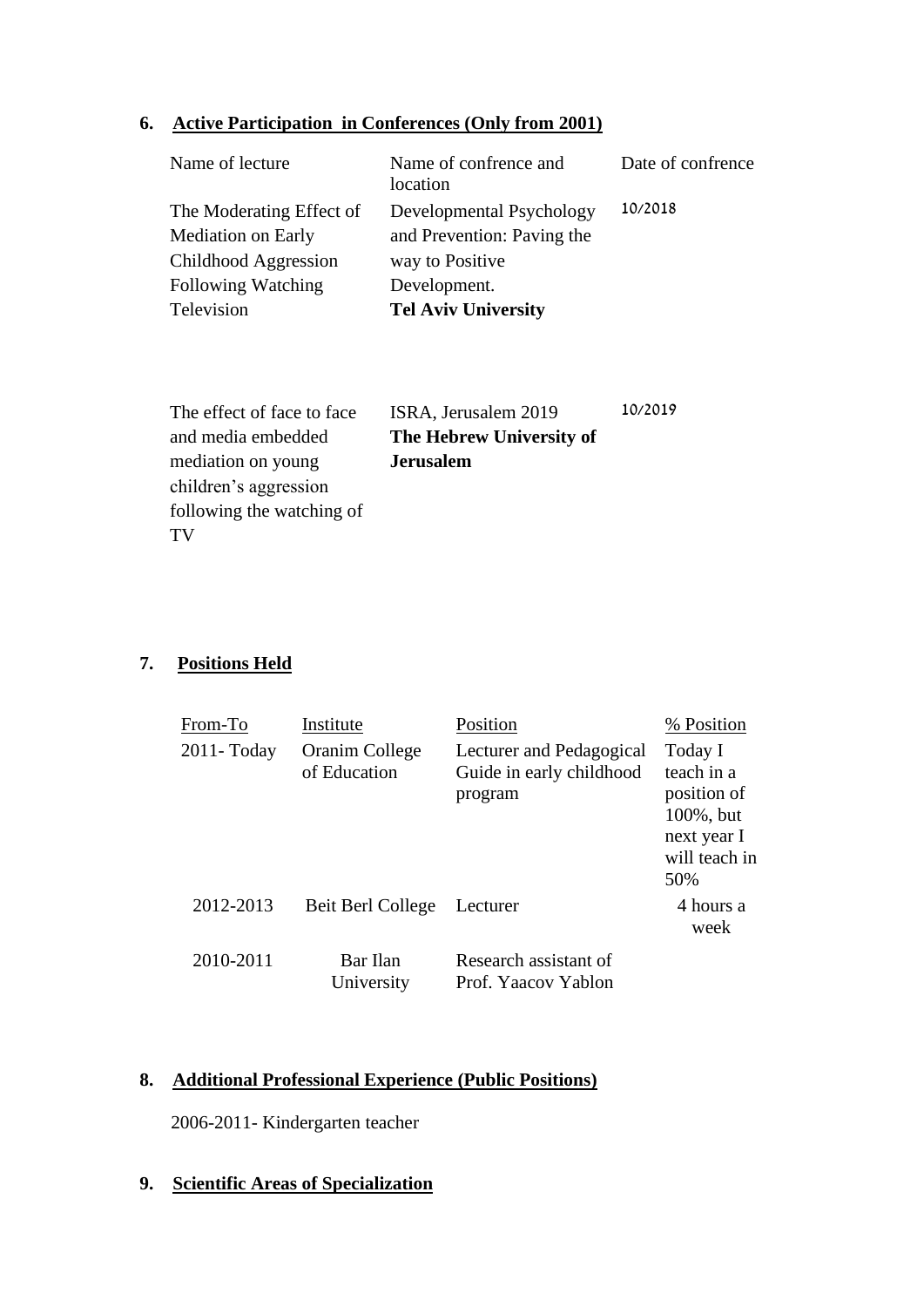## 6. Active Participation in Conferences (Only from 2001)

| Name of lecture | Name of confrence and location | Date of confrence |
|---|---|---|
| The Moderating Effect of Mediation on Early Childhood Aggression Following Watching Television | Developmental Psychology and Prevention: Paving the way to Positive Development. **Tel Aviv University** | 10/2018 |
| The effect of face to face and media embedded mediation on young children's aggression following the watching of TV | ISRA, Jerusalem 2019 **The Hebrew University of Jerusalem** | 10/2019 |

## 7. Positions Held

| From-To | Institute | Position | % Position |
|---|---|---|---|
| 2011- Today | Oranim College of Education | Lecturer and Pedagogical Guide in early childhood program | Today I teach in a position of 100%, but next year I will teach in 50% |
| 2012-2013 | Beit Berl College | Lecturer | 4 hours a week |
| 2010-2011 | Bar Ilan University | Research assistant of Prof. Yaacov Yablon | |

## 8. Additional Professional Experience (Public Positions)

2006-2011- Kindergarten teacher

## 9. Scientific Areas of Specialization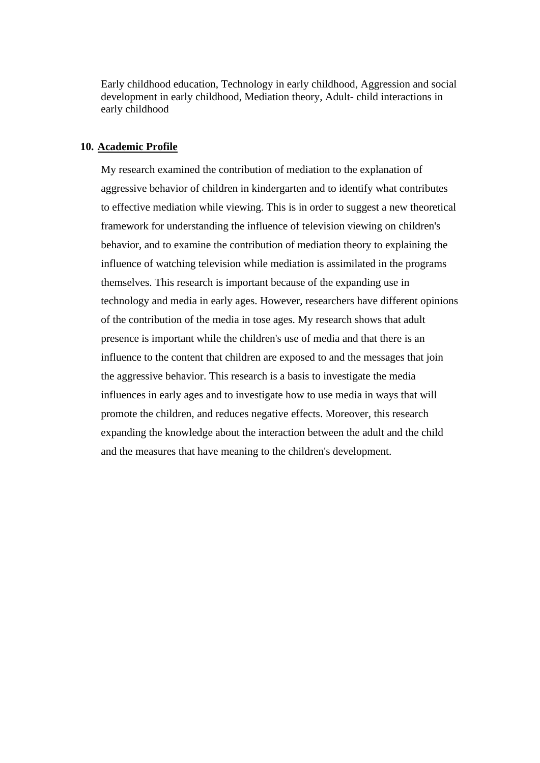Early childhood education, Technology in early childhood, Aggression and social development in early childhood, Mediation theory, Adult- child interactions in early childhood

## 10. Academic Profile

My research examined the contribution of mediation to the explanation of aggressive behavior of children in kindergarten and to identify what contributes to effective mediation while viewing. This is in order to suggest a new theoretical framework for understanding the influence of television viewing on children's behavior, and to examine the contribution of mediation theory to explaining the influence of watching television while mediation is assimilated in the programs themselves. This research is important because of the expanding use in technology and media in early ages. However, researchers have different opinions of the contribution of the media in tose ages. My research shows that adult presence is important while the children's use of media and that there is an influence to the content that children are exposed to and the messages that join the aggressive behavior. This research is a basis to investigate the media influences in early ages and to investigate how to use media in ways that will promote the children, and reduces negative effects. Moreover, this research expanding the knowledge about the interaction between the adult and the child and the measures that have meaning to the children's development.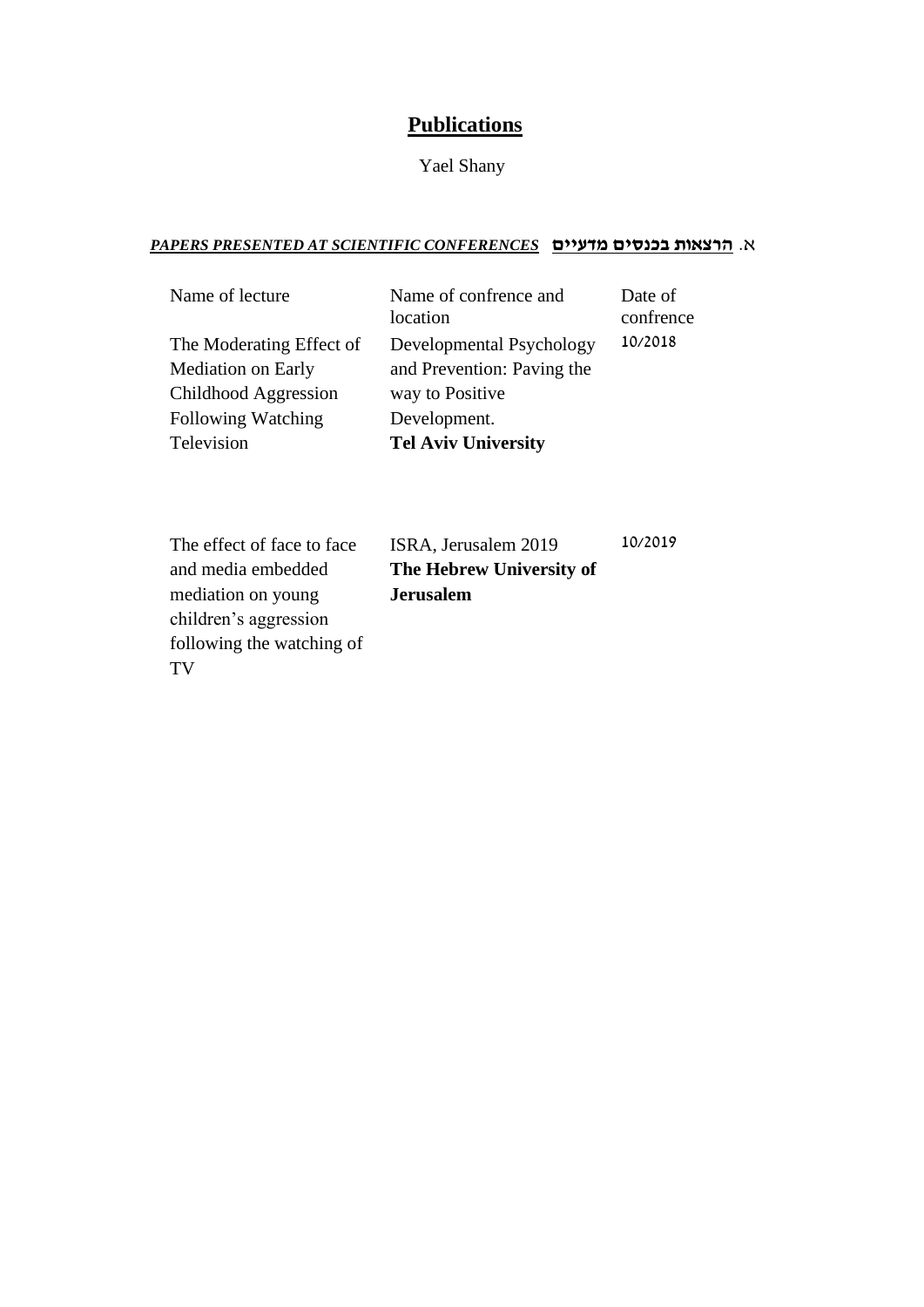# **Publications**

Yael Shany

***PAPERS PRESENTED AT SCIENTIFIC CONFERENCES*** **הרצאות בכנסים מדעיים** .א

| Name of lecture | Name of confrence and location | Date of confrence |
|---|---|---|
| The Moderating Effect of Mediation on Early Childhood Aggression Following Watching Television | Developmental Psychology and Prevention: Paving the way to Positive Development. **Tel Aviv University** | 10/2018 |
| The effect of face to face and media embedded mediation on young children's aggression following the watching of TV | ISRA, Jerusalem 2019 **The Hebrew University of Jerusalem** | 10/2019 |